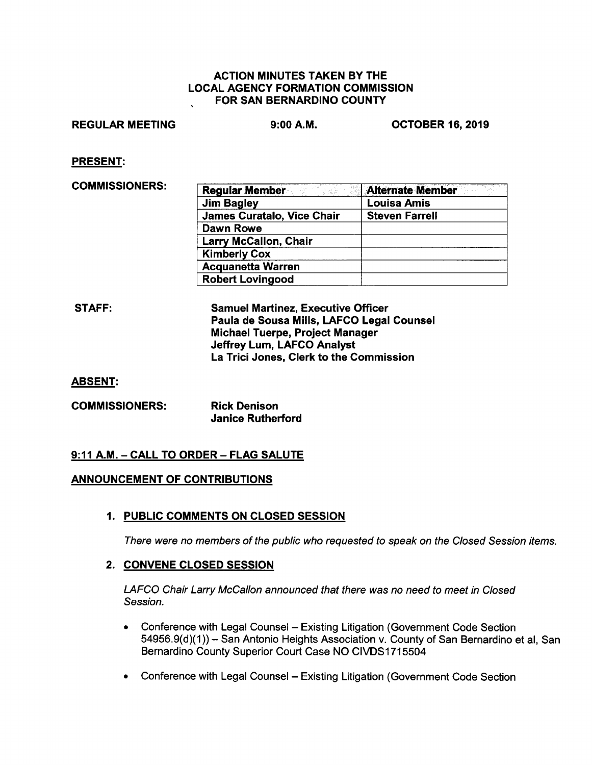# ACTION MINUTES TAKEN BY THE LOCAL AGENCY FORMATION COMMISSION FOR SAN BERNARDINO COUNTY

**REGULAR MEETING** **9:00 A.M.** **OCTOBER 16, 2019**

**PRESENT:**

**COMMISSIONERS:**

| Regular Member | Alternate Member |
|---|---|
| Jim Bagley | Louisa Amis |
| James Curatalo, Vice Chair | Steven Farrell |
| Dawn Rowe | |
| Larry McCallon, Chair | |
| Kimberly Cox | |
| Acquanetta Warren | |
| Robert Lovingood | |

**STAFF:**

**Samuel Martinez, Executive Officer**
**Paula de Sousa Mills, LAFCO Legal Counsel**
**Michael Tuerpe, Project Manager**
**Jeffrey Lum, LAFCO Analyst**
**La Trici Jones, Clerk to the Commission**

**ABSENT:**

**COMMISSIONERS:**

**Rick Denison**
**Janice Rutherford**

**9:11 A.M. – CALL TO ORDER – FLAG SALUTE**

**ANNOUNCEMENT OF CONTRIBUTIONS**

1. **PUBLIC COMMENTS ON CLOSED SESSION**

   *There were no members of the public who requested to speak on the Closed Session items.*

2. **CONVENE CLOSED SESSION**

   *LAFCO Chair Larry McCallon announced that there was no need to meet in Closed Session.*

   - Conference with Legal Counsel – Existing Litigation (Government Code Section 54956.9(d)(1)) – San Antonio Heights Association v. County of San Bernardino et al, San Bernardino County Superior Court Case NO CIVDS1715504
   - Conference with Legal Counsel – Existing Litigation (Government Code Section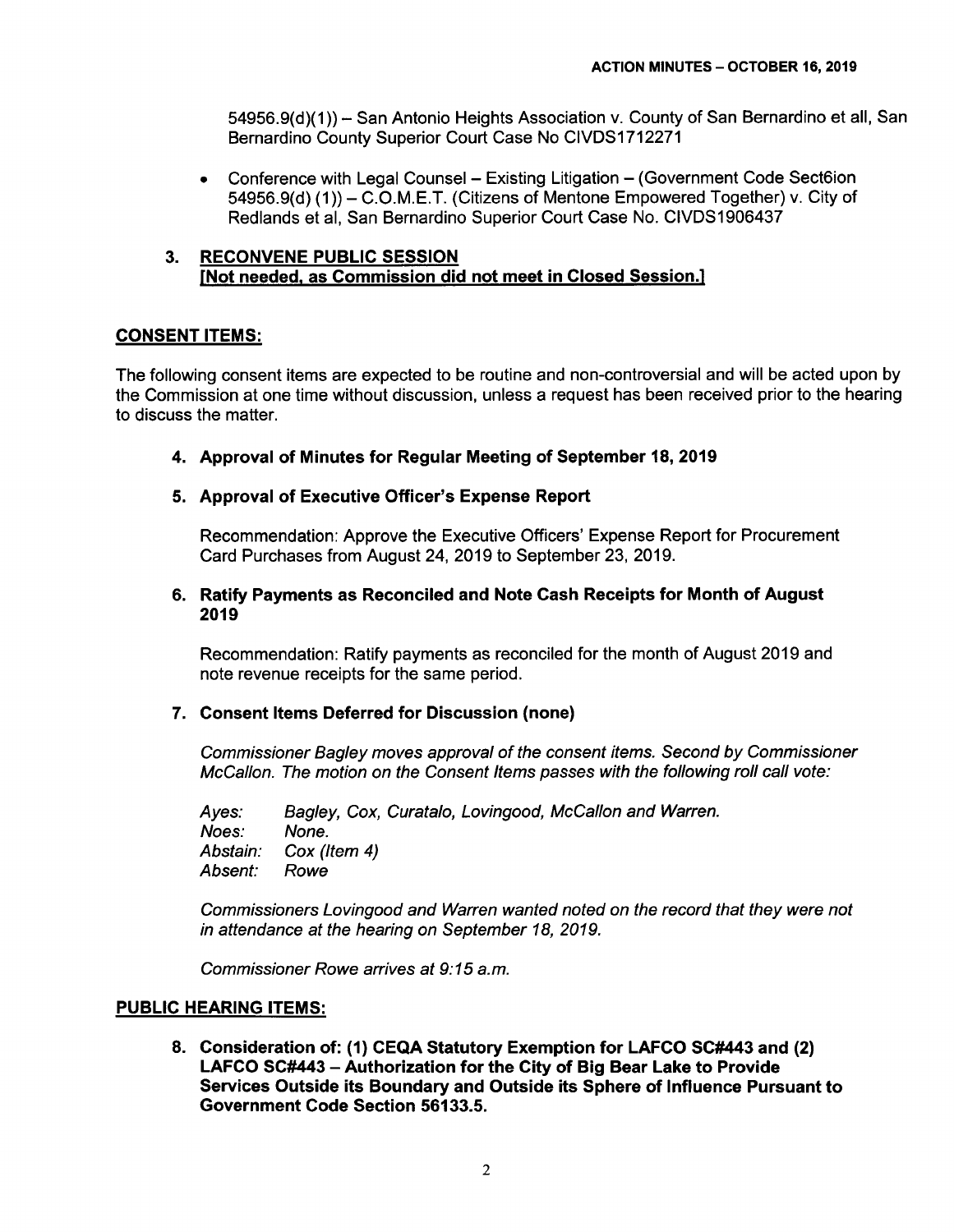54956.9(d)(1)) – San Antonio Heights Association v. County of San Bernardino et all, San Bernardino County Superior Court Case No CIVDS1712271

- Conference with Legal Counsel – Existing Litigation – (Government Code Sect6ion 54956.9(d) (1)) – C.O.M.E.T. (Citizens of Mentone Empowered Together) v. City of Redlands et al, San Bernardino Superior Court Case No. CIVDS1906437

### 3. RECONVENE PUBLIC SESSION [Not needed, as Commission did not meet in Closed Session.]

## CONSENT ITEMS:

The following consent items are expected to be routine and non-controversial and will be acted upon by the Commission at one time without discussion, unless a request has been received prior to the hearing to discuss the matter.

### 4. Approval of Minutes for Regular Meeting of September 18, 2019

### 5. Approval of Executive Officer's Expense Report

Recommendation: Approve the Executive Officers' Expense Report for Procurement Card Purchases from August 24, 2019 to September 23, 2019.

### 6. Ratify Payments as Reconciled and Note Cash Receipts for Month of August 2019

Recommendation: Ratify payments as reconciled for the month of August 2019 and note revenue receipts for the same period.

### 7. Consent Items Deferred for Discussion (none)

*Commissioner Bagley moves approval of the consent items. Second by Commissioner McCallon. The motion on the Consent Items passes with the following roll call vote:*

*Ayes: Bagley, Cox, Curatalo, Lovingood, McCallon and Warren.*
*Noes: None.*
*Abstain: Cox (Item 4)*
*Absent: Rowe*

*Commissioners Lovingood and Warren wanted noted on the record that they were not in attendance at the hearing on September 18, 2019.*

*Commissioner Rowe arrives at 9:15 a.m.*

## PUBLIC HEARING ITEMS:

### 8. Consideration of: (1) CEQA Statutory Exemption for LAFCO SC#443 and (2) LAFCO SC#443 – Authorization for the City of Big Bear Lake to Provide Services Outside its Boundary and Outside its Sphere of Influence Pursuant to Government Code Section 56133.5.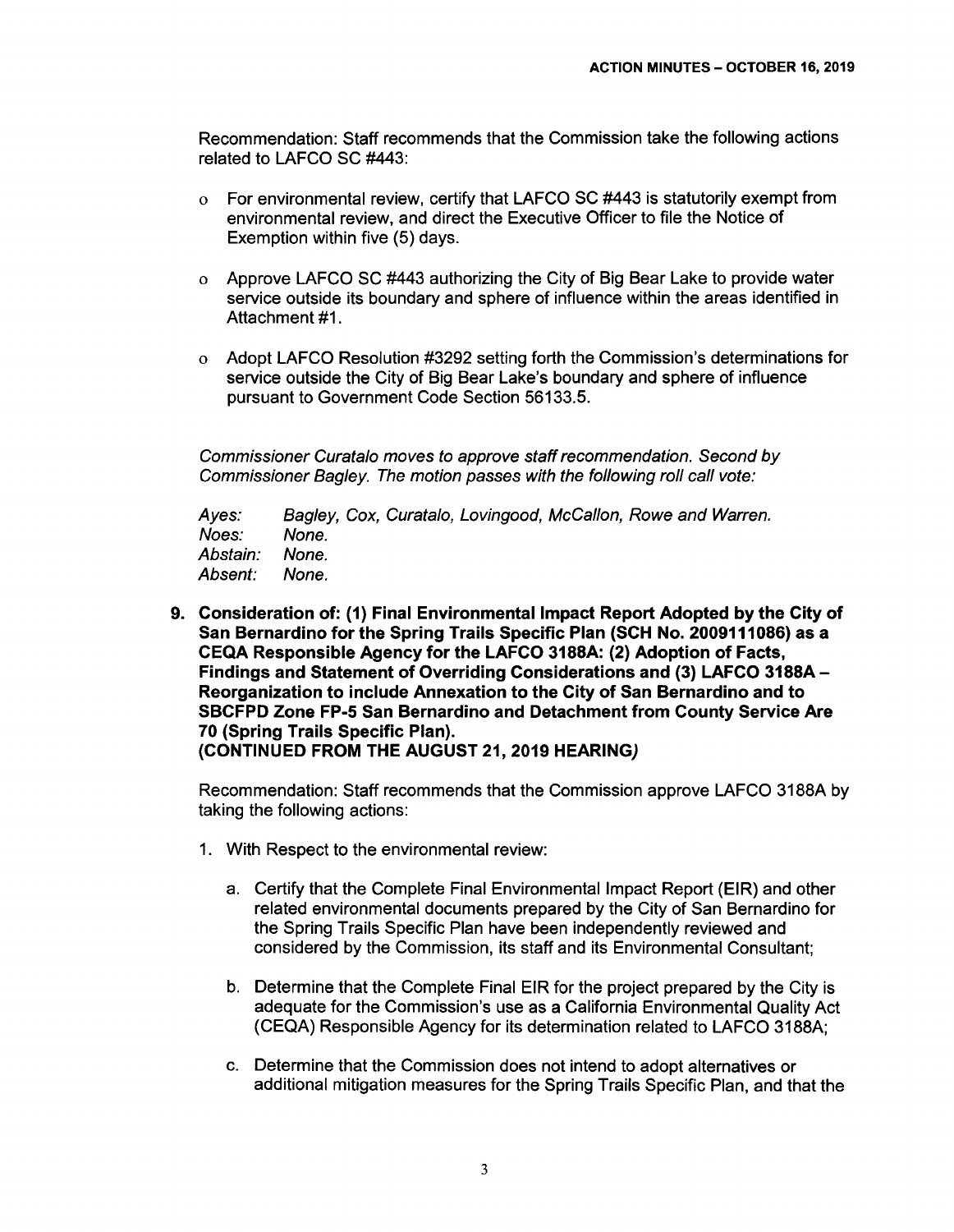Recommendation: Staff recommends that the Commission take the following actions related to LAFCO SC #443:

- For environmental review, certify that LAFCO SC #443 is statutorily exempt from environmental review, and direct the Executive Officer to file the Notice of Exemption within five (5) days.
- Approve LAFCO SC #443 authorizing the City of Big Bear Lake to provide water service outside its boundary and sphere of influence within the areas identified in Attachment #1.
- Adopt LAFCO Resolution #3292 setting forth the Commission's determinations for service outside the City of Big Bear Lake's boundary and sphere of influence pursuant to Government Code Section 56133.5.

*Commissioner Curatalo moves to approve staff recommendation. Second by Commissioner Bagley. The motion passes with the following roll call vote:*

*Ayes:* *Bagley, Cox, Curatalo, Lovingood, McCallon, Rowe and Warren.*
*Noes:* *None.*
*Abstain:* *None.*
*Absent:* *None.*

**9. Consideration of: (1) Final Environmental Impact Report Adopted by the City of San Bernardino for the Spring Trails Specific Plan (SCH No. 2009111086) as a CEQA Responsible Agency for the LAFCO 3188A: (2) Adoption of Facts, Findings and Statement of Overriding Considerations and (3) LAFCO 3188A – Reorganization to include Annexation to the City of San Bernardino and to SBCFPD Zone FP-5 San Bernardino and Detachment from County Service Are 70 (Spring Trails Specific Plan).**
**(CONTINUED FROM THE AUGUST 21, 2019 HEARING*)***

Recommendation: Staff recommends that the Commission approve LAFCO 3188A by taking the following actions:

1. With Respect to the environmental review:

   a. Certify that the Complete Final Environmental Impact Report (EIR) and other related environmental documents prepared by the City of San Bernardino for the Spring Trails Specific Plan have been independently reviewed and considered by the Commission, its staff and its Environmental Consultant;

   b. Determine that the Complete Final EIR for the project prepared by the City is adequate for the Commission's use as a California Environmental Quality Act (CEQA) Responsible Agency for its determination related to LAFCO 3188A;

   c. Determine that the Commission does not intend to adopt alternatives or additional mitigation measures for the Spring Trails Specific Plan, and that the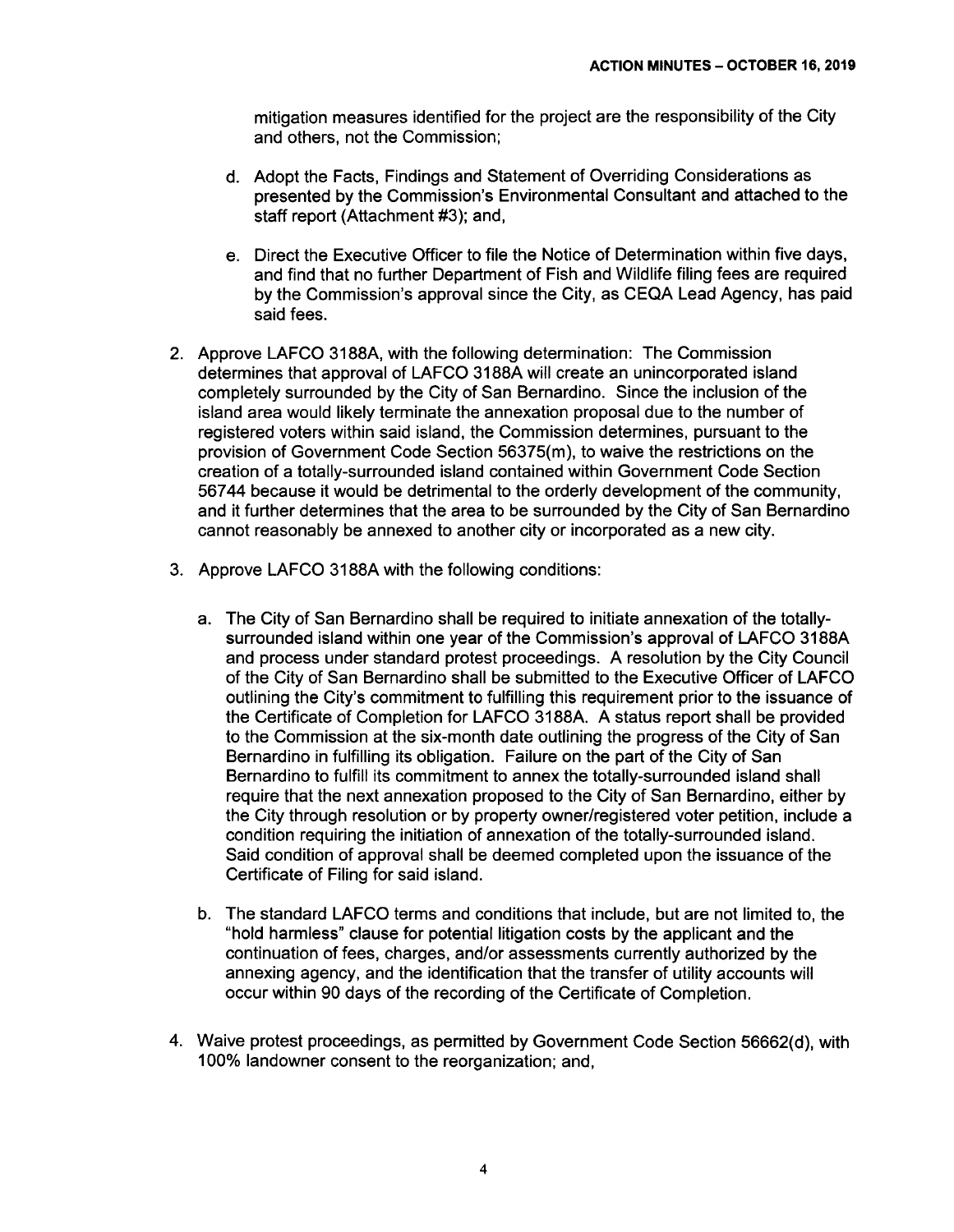mitigation measures identified for the project are the responsibility of the City and others, not the Commission;

d. Adopt the Facts, Findings and Statement of Overriding Considerations as presented by the Commission's Environmental Consultant and attached to the staff report (Attachment #3); and,

e. Direct the Executive Officer to file the Notice of Determination within five days, and find that no further Department of Fish and Wildlife filing fees are required by the Commission's approval since the City, as CEQA Lead Agency, has paid said fees.

2. Approve LAFCO 3188A, with the following determination: The Commission determines that approval of LAFCO 3188A will create an unincorporated island completely surrounded by the City of San Bernardino. Since the inclusion of the island area would likely terminate the annexation proposal due to the number of registered voters within said island, the Commission determines, pursuant to the provision of Government Code Section 56375(m), to waive the restrictions on the creation of a totally-surrounded island contained within Government Code Section 56744 because it would be detrimental to the orderly development of the community, and it further determines that the area to be surrounded by the City of San Bernardino cannot reasonably be annexed to another city or incorporated as a new city.

3. Approve LAFCO 3188A with the following conditions:

   a. The City of San Bernardino shall be required to initiate annexation of the totally-surrounded island within one year of the Commission's approval of LAFCO 3188A and process under standard protest proceedings. A resolution by the City Council of the City of San Bernardino shall be submitted to the Executive Officer of LAFCO outlining the City's commitment to fulfilling this requirement prior to the issuance of the Certificate of Completion for LAFCO 3188A. A status report shall be provided to the Commission at the six-month date outlining the progress of the City of San Bernardino in fulfilling its obligation. Failure on the part of the City of San Bernardino to fulfill its commitment to annex the totally-surrounded island shall require that the next annexation proposed to the City of San Bernardino, either by the City through resolution or by property owner/registered voter petition, include a condition requiring the initiation of annexation of the totally-surrounded island. Said condition of approval shall be deemed completed upon the issuance of the Certificate of Filing for said island.

   b. The standard LAFCO terms and conditions that include, but are not limited to, the "hold harmless" clause for potential litigation costs by the applicant and the continuation of fees, charges, and/or assessments currently authorized by the annexing agency, and the identification that the transfer of utility accounts will occur within 90 days of the recording of the Certificate of Completion.

4. Waive protest proceedings, as permitted by Government Code Section 56662(d), with 100% landowner consent to the reorganization; and,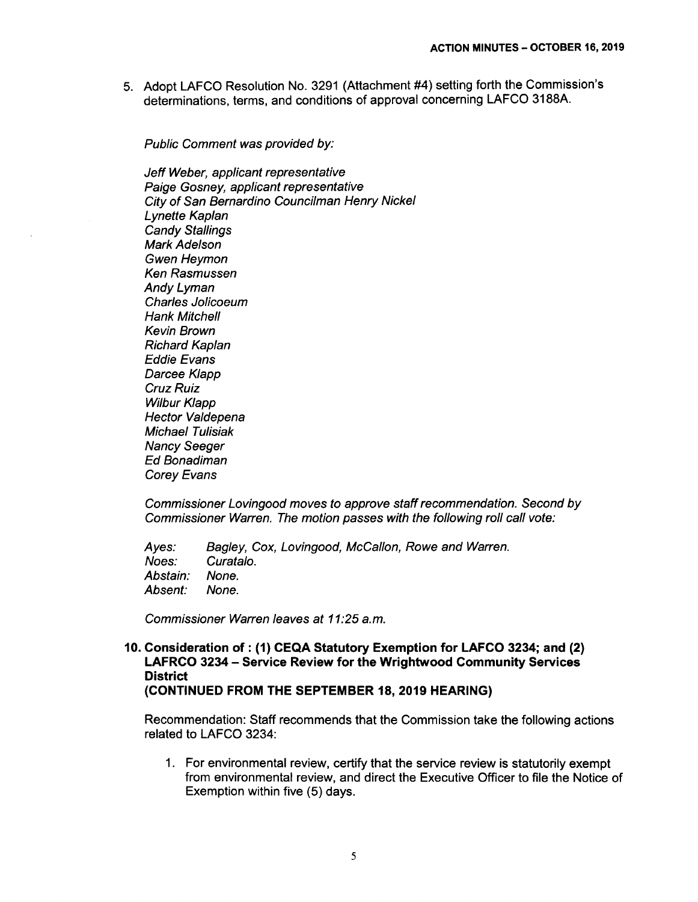5. Adopt LAFCO Resolution No. 3291 (Attachment #4) setting forth the Commission's determinations, terms, and conditions of approval concerning LAFCO 3188A.

*Public Comment was provided by:*

*Jeff Weber, applicant representative*
*Paige Gosney, applicant representative*
*City of San Bernardino Councilman Henry Nickel*
*Lynette Kaplan*
*Candy Stallings*
*Mark Adelson*
*Gwen Heymon*
*Ken Rasmussen*
*Andy Lyman*
*Charles Jolicoeum*
*Hank Mitchell*
*Kevin Brown*
*Richard Kaplan*
*Eddie Evans*
*Darcee Klapp*
*Cruz Ruiz*
*Wilbur Klapp*
*Hector Valdepena*
*Michael Tulisiak*
*Nancy Seeger*
*Ed Bonadiman*
*Corey Evans*

*Commissioner Lovingood moves to approve staff recommendation. Second by Commissioner Warren. The motion passes with the following roll call vote:*

*Ayes: Bagley, Cox, Lovingood, McCallon, Rowe and Warren.*
*Noes: Curatalo.*
*Abstain: None.*
*Absent: None.*

*Commissioner Warren leaves at 11:25 a.m.*

**10. Consideration of : (1) CEQA Statutory Exemption for LAFCO 3234; and (2) LAFRCO 3234 – Service Review for the Wrightwood Community Services District**
**(CONTINUED FROM THE SEPTEMBER 18, 2019 HEARING)**

Recommendation: Staff recommends that the Commission take the following actions related to LAFCO 3234:

1. For environmental review, certify that the service review is statutorily exempt from environmental review, and direct the Executive Officer to file the Notice of Exemption within five (5) days.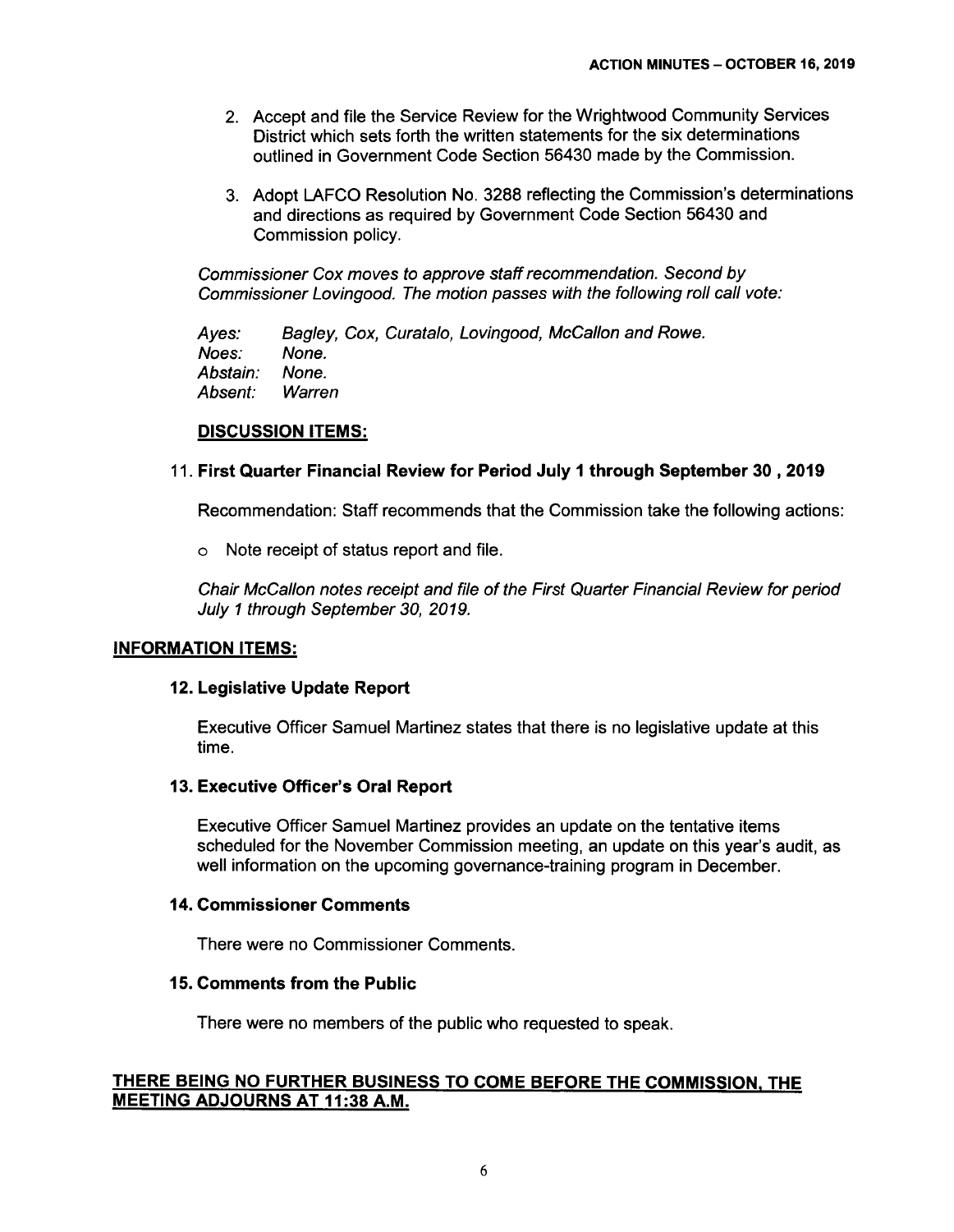2. Accept and file the Service Review for the Wrightwood Community Services District which sets forth the written statements for the six determinations outlined in Government Code Section 56430 made by the Commission.

3. Adopt LAFCO Resolution No. 3288 reflecting the Commission's determinations and directions as required by Government Code Section 56430 and Commission policy.

*Commissioner Cox moves to approve staff recommendation. Second by Commissioner Lovingood. The motion passes with the following roll call vote:*

*Ayes:* *Bagley, Cox, Curatalo, Lovingood, McCallon and Rowe.*
*Noes:* *None.*
*Abstain:* *None.*
*Absent:* *Warren*

**DISCUSSION ITEMS:**

**11. First Quarter Financial Review for Period July 1 through September 30 , 2019**

Recommendation: Staff recommends that the Commission take the following actions:

- Note receipt of status report and file.

*Chair McCallon notes receipt and file of the First Quarter Financial Review for period July 1 through September 30, 2019.*

**INFORMATION ITEMS:**

**12. Legislative Update Report**

Executive Officer Samuel Martinez states that there is no legislative update at this time.

**13. Executive Officer's Oral Report**

Executive Officer Samuel Martinez provides an update on the tentative items scheduled for the November Commission meeting, an update on this year's audit, as well information on the upcoming governance-training program in December.

**14. Commissioner Comments**

There were no Commissioner Comments.

**15. Comments from the Public**

There were no members of the public who requested to speak.

**THERE BEING NO FURTHER BUSINESS TO COME BEFORE THE COMMISSION, THE MEETING ADJOURNS AT 11:38 A.M.**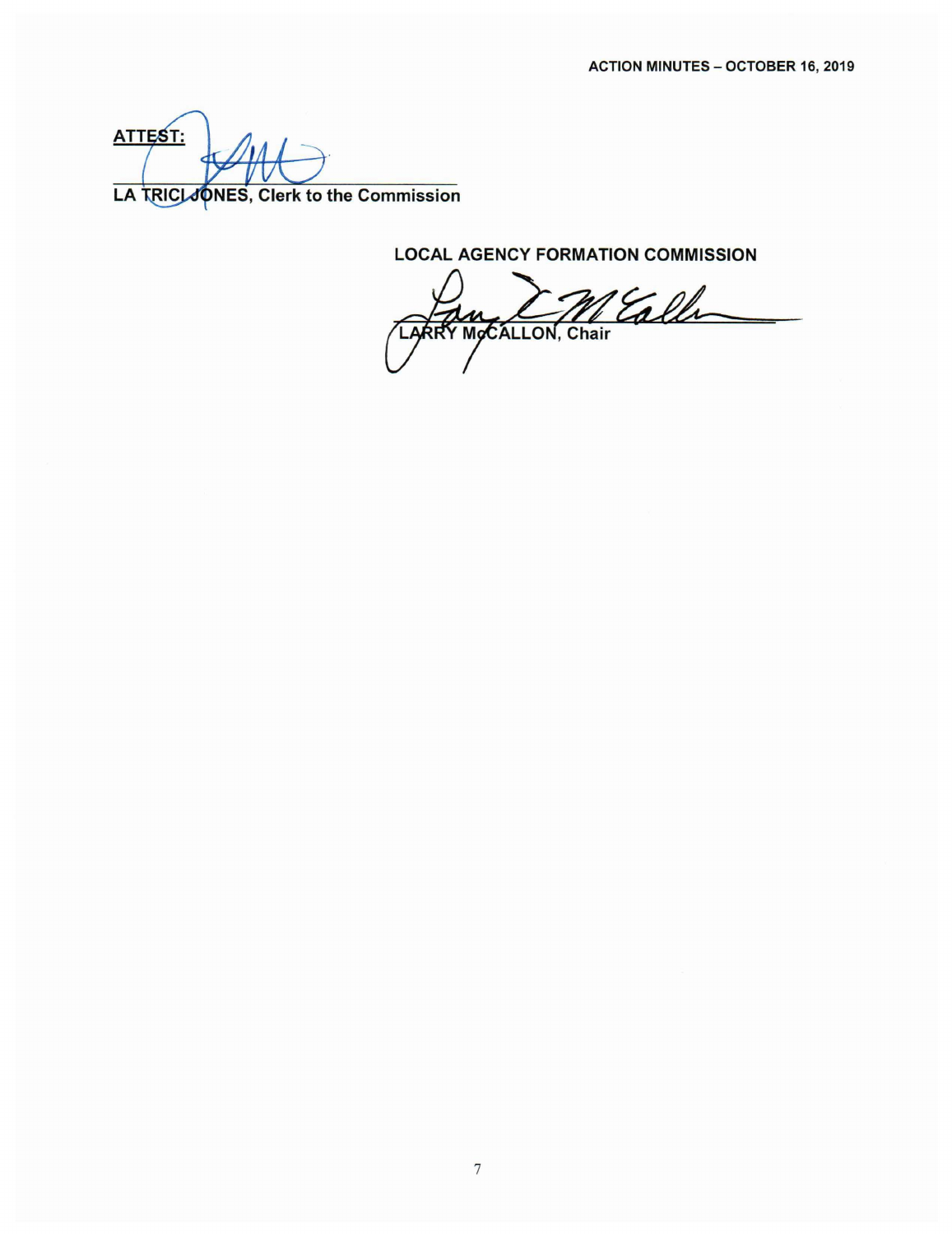**ATTEST:**

LA TRICI JONES, Clerk to the Commission

**LOCAL AGENCY FORMATION COMMISSION**

LARRY McCALLON, Chair